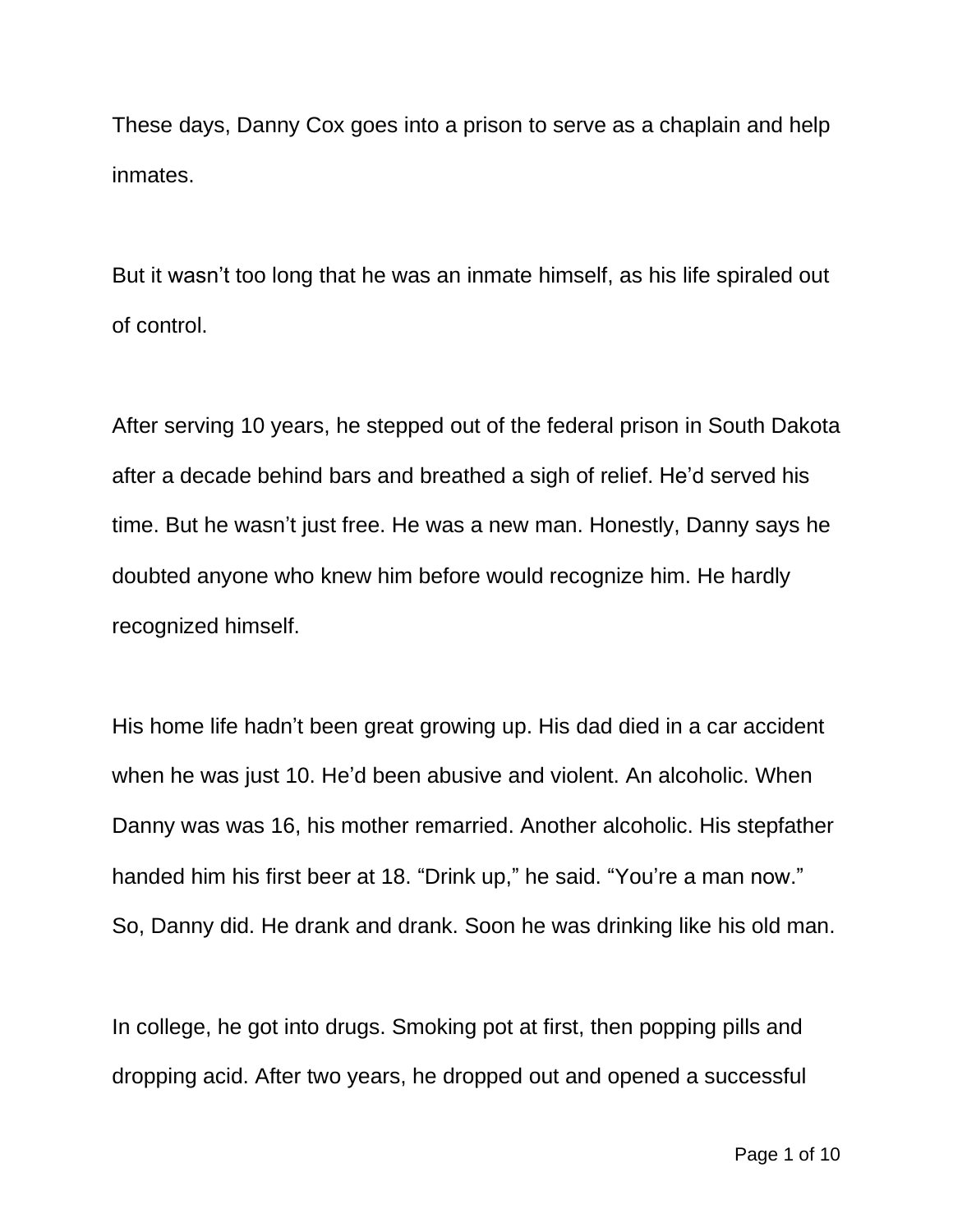These days, Danny Cox goes into a prison to serve as a chaplain and help inmates.

But it wasn't too long that he was an inmate himself, as his life spiraled out of control.

After serving 10 years, he stepped out of the federal prison in South Dakota after a decade behind bars and breathed a sigh of relief. He'd served his time. But he wasn't just free. He was a new man. Honestly, Danny says he doubted anyone who knew him before would recognize him. He hardly recognized himself.

His home life hadn't been great growing up. His dad died in a car accident when he was just 10. He'd been abusive and violent. An alcoholic. When Danny was was 16, his mother remarried. Another alcoholic. His stepfather handed him his first beer at 18. "Drink up," he said. "You're a man now." So, Danny did. He drank and drank. Soon he was drinking like his old man.

In college, he got into drugs. Smoking pot at first, then popping pills and dropping acid. After two years, he dropped out and opened a successful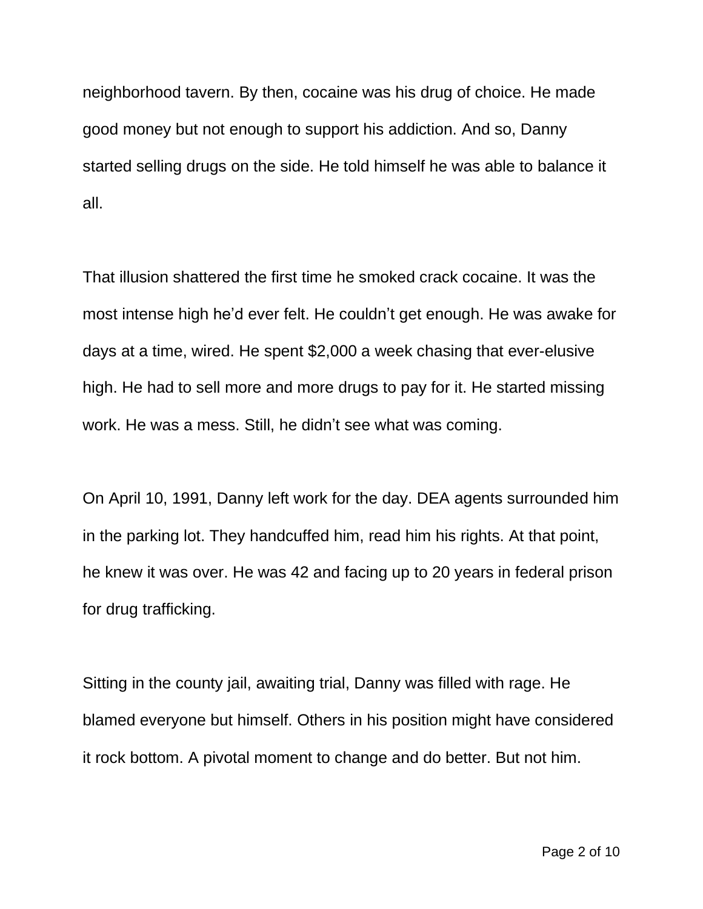neighborhood tavern. By then, cocaine was his drug of choice. He made good money but not enough to support his addiction. And so, Danny started selling drugs on the side. He told himself he was able to balance it all.

That illusion shattered the first time he smoked crack cocaine. It was the most intense high he'd ever felt. He couldn't get enough. He was awake for days at a time, wired. He spent $2,000 a week chasing that ever-elusive high. He had to sell more and more drugs to pay for it. He started missing work. He was a mess. Still, he didn't see what was coming.

On April 10, 1991, Danny left work for the day. DEA agents surrounded him in the parking lot. They handcuffed him, read him his rights. At that point, he knew it was over. He was 42 and facing up to 20 years in federal prison for drug trafficking.

Sitting in the county jail, awaiting trial, Danny was filled with rage. He blamed everyone but himself. Others in his position might have considered it rock bottom. A pivotal moment to change and do better. But not him.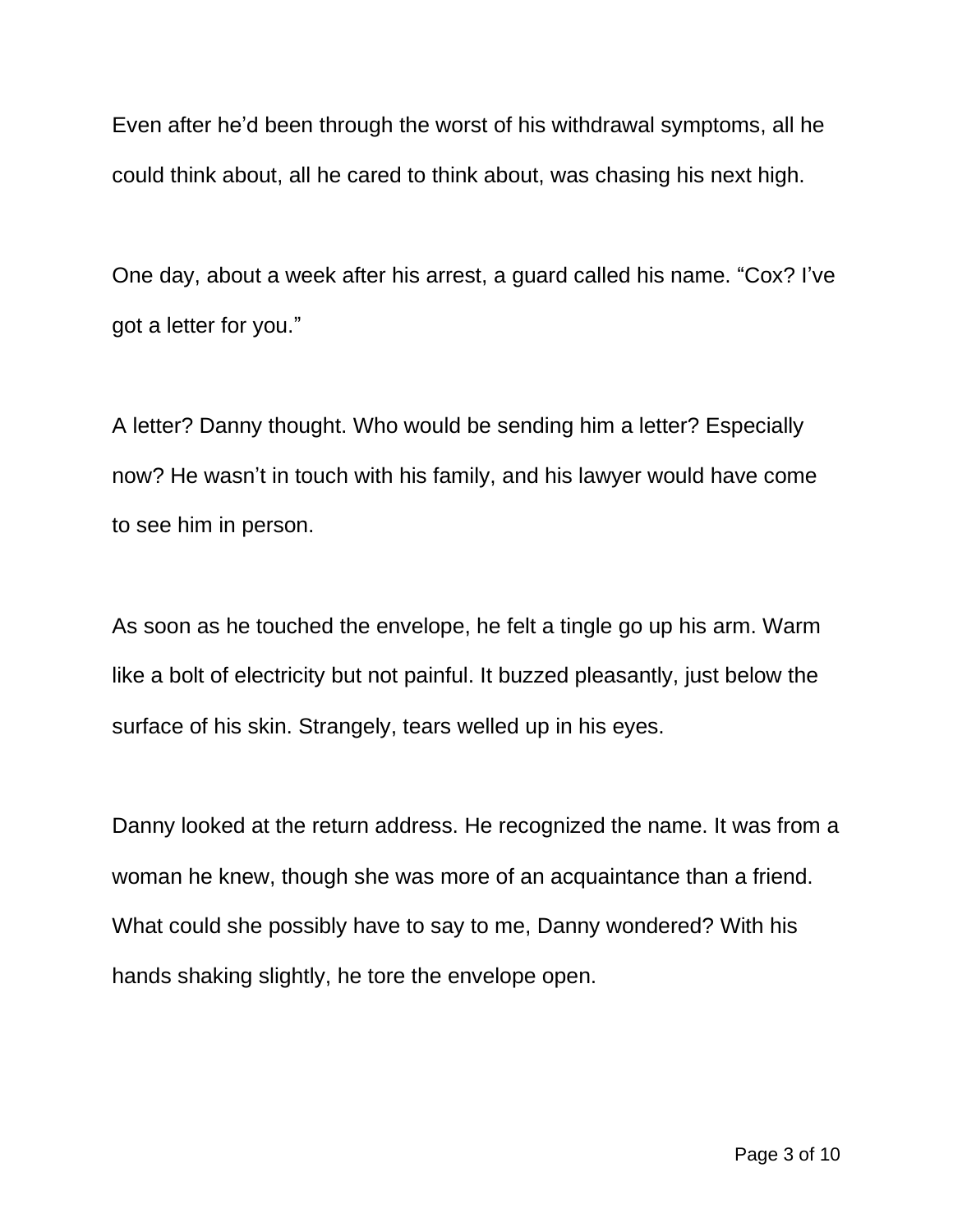Even after he'd been through the worst of his withdrawal symptoms, all he could think about, all he cared to think about, was chasing his next high.

One day, about a week after his arrest, a guard called his name. "Cox? I've got a letter for you."

A letter? Danny thought. Who would be sending him a letter? Especially now? He wasn't in touch with his family, and his lawyer would have come to see him in person.

As soon as he touched the envelope, he felt a tingle go up his arm. Warm like a bolt of electricity but not painful. It buzzed pleasantly, just below the surface of his skin. Strangely, tears welled up in his eyes.

Danny looked at the return address. He recognized the name. It was from a woman he knew, though she was more of an acquaintance than a friend. What could she possibly have to say to me, Danny wondered? With his hands shaking slightly, he tore the envelope open.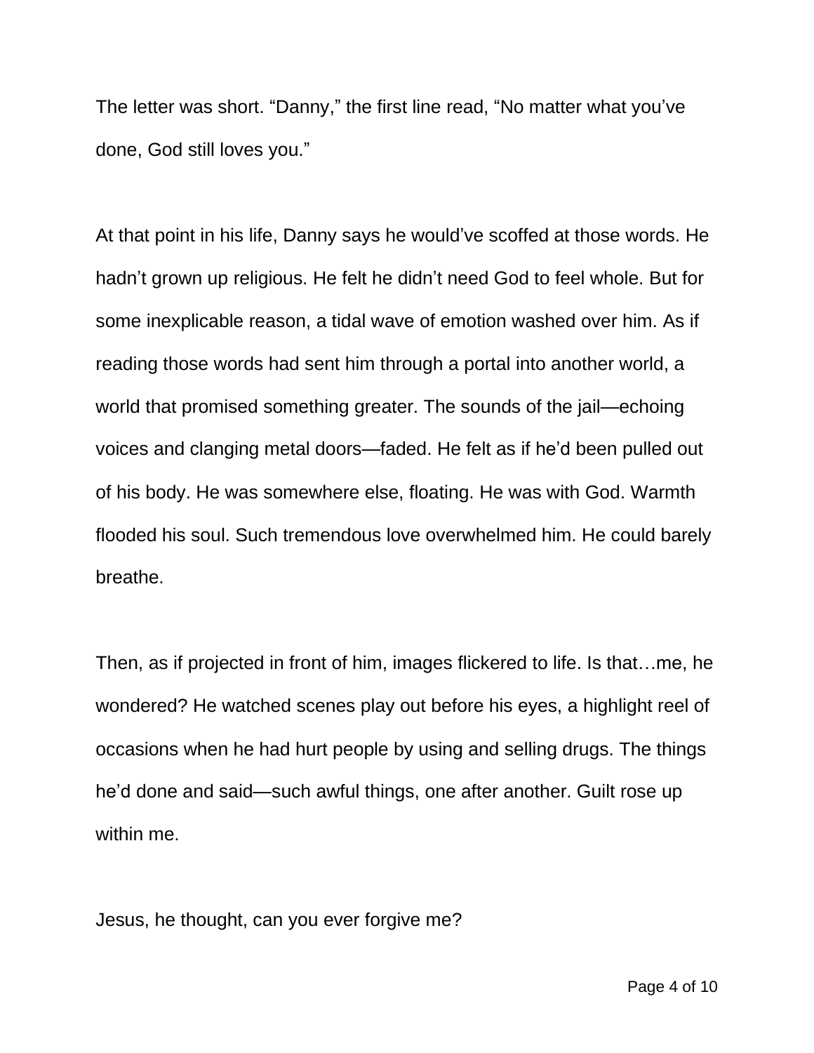The letter was short. “Danny,” the first line read, “No matter what you’ve done, God still loves you.”

At that point in his life, Danny says he would’ve scoffed at those words. He hadn’t grown up religious. He felt he didn’t need God to feel whole. But for some inexplicable reason, a tidal wave of emotion washed over him. As if reading those words had sent him through a portal into another world, a world that promised something greater. The sounds of the jail—echoing voices and clanging metal doors—faded. He felt as if he’d been pulled out of his body. He was somewhere else, floating. He was with God. Warmth flooded his soul. Such tremendous love overwhelmed him. He could barely breathe.

Then, as if projected in front of him, images flickered to life. Is that…me, he wondered? He watched scenes play out before his eyes, a highlight reel of occasions when he had hurt people by using and selling drugs. The things he’d done and said—such awful things, one after another. Guilt rose up within me.

Jesus, he thought, can you ever forgive me?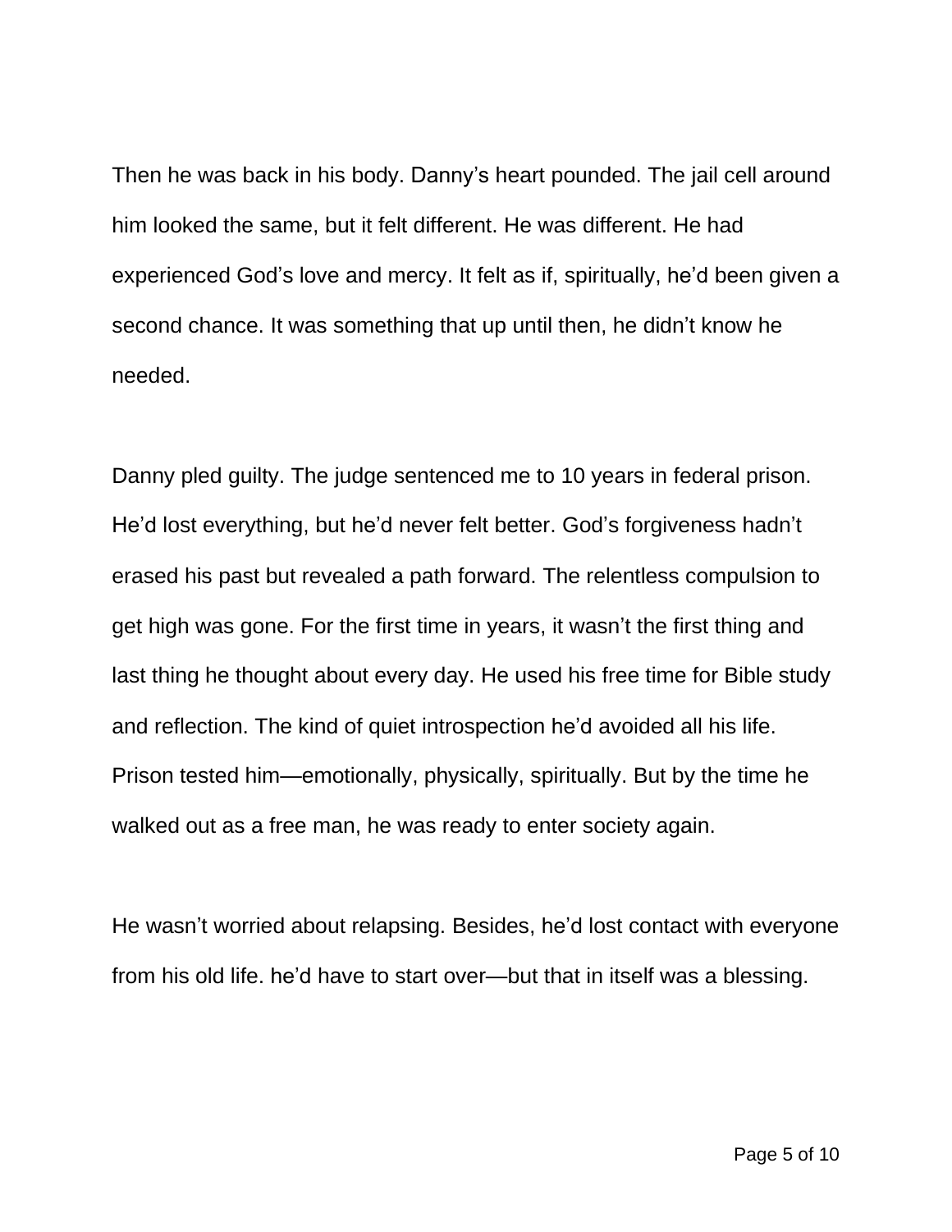Then he was back in his body. Danny's heart pounded. The jail cell around him looked the same, but it felt different. He was different. He had experienced God's love and mercy. It felt as if, spiritually, he'd been given a second chance. It was something that up until then, he didn't know he needed.

Danny pled guilty. The judge sentenced me to 10 years in federal prison. He'd lost everything, but he'd never felt better. God's forgiveness hadn't erased his past but revealed a path forward. The relentless compulsion to get high was gone. For the first time in years, it wasn't the first thing and last thing he thought about every day. He used his free time for Bible study and reflection. The kind of quiet introspection he'd avoided all his life. Prison tested him—emotionally, physically, spiritually. But by the time he walked out as a free man, he was ready to enter society again.

He wasn't worried about relapsing. Besides, he'd lost contact with everyone from his old life. he'd have to start over—but that in itself was a blessing.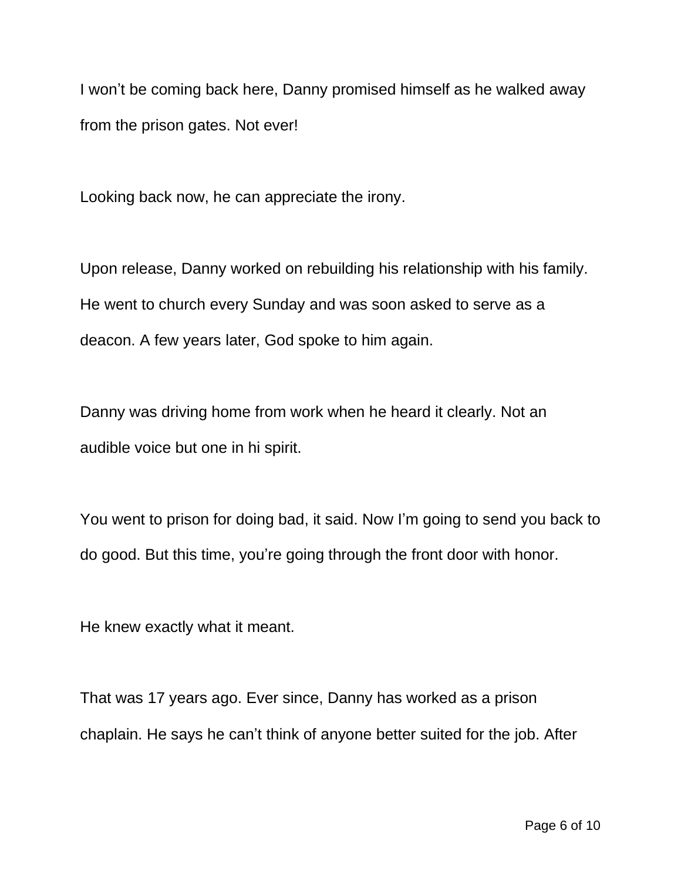I won't be coming back here, Danny promised himself as he walked away from the prison gates. Not ever!

Looking back now, he can appreciate the irony.

Upon release, Danny worked on rebuilding his relationship with his family. He went to church every Sunday and was soon asked to serve as a deacon. A few years later, God spoke to him again.

Danny was driving home from work when he heard it clearly. Not an audible voice but one in hi spirit.

You went to prison for doing bad, it said. Now I'm going to send you back to do good. But this time, you're going through the front door with honor.

He knew exactly what it meant.

That was 17 years ago. Ever since, Danny has worked as a prison chaplain. He says he can't think of anyone better suited for the job. After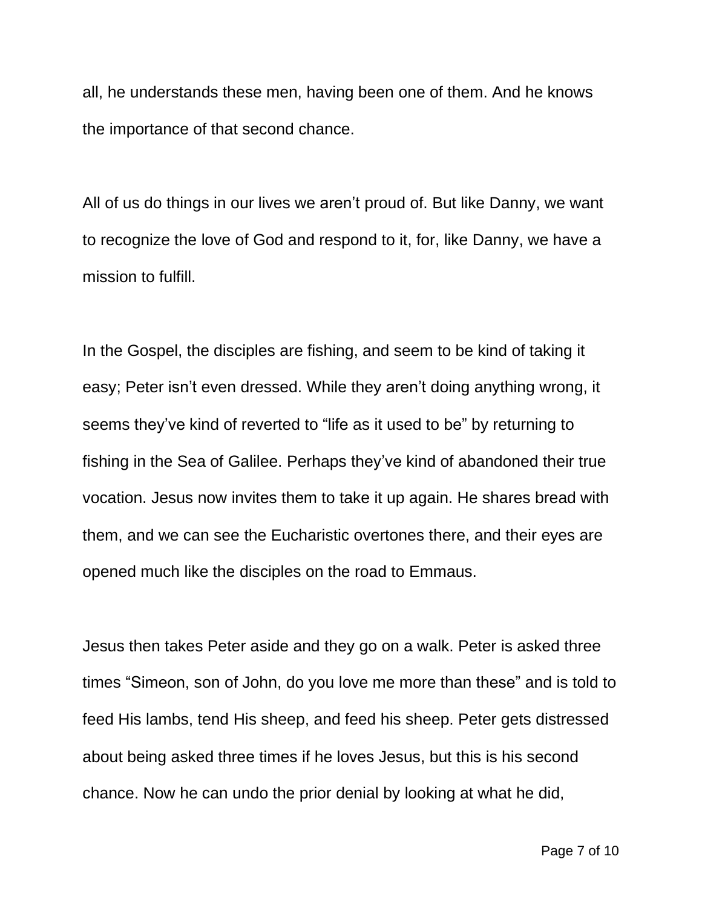all, he understands these men, having been one of them. And he knows the importance of that second chance.

All of us do things in our lives we aren't proud of. But like Danny, we want to recognize the love of God and respond to it, for, like Danny, we have a mission to fulfill.

In the Gospel, the disciples are fishing, and seem to be kind of taking it easy; Peter isn't even dressed. While they aren't doing anything wrong, it seems they've kind of reverted to "life as it used to be" by returning to fishing in the Sea of Galilee. Perhaps they've kind of abandoned their true vocation. Jesus now invites them to take it up again. He shares bread with them, and we can see the Eucharistic overtones there, and their eyes are opened much like the disciples on the road to Emmaus.

Jesus then takes Peter aside and they go on a walk. Peter is asked three times "Simeon, son of John, do you love me more than these" and is told to feed His lambs, tend His sheep, and feed his sheep. Peter gets distressed about being asked three times if he loves Jesus, but this is his second chance. Now he can undo the prior denial by looking at what he did,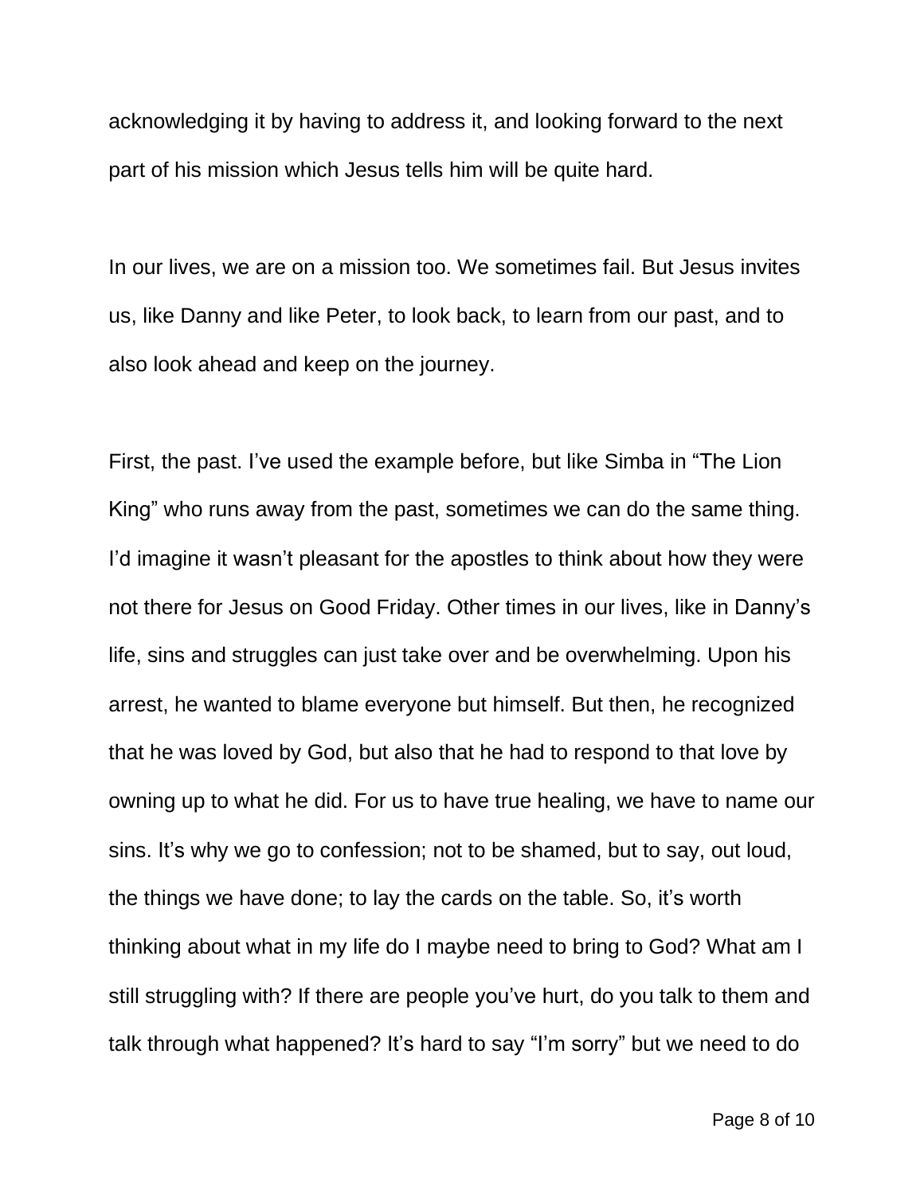acknowledging it by having to address it, and looking forward to the next part of his mission which Jesus tells him will be quite hard.

In our lives, we are on a mission too. We sometimes fail. But Jesus invites us, like Danny and like Peter, to look back, to learn from our past, and to also look ahead and keep on the journey.

First, the past. I've used the example before, but like Simba in "The Lion King" who runs away from the past, sometimes we can do the same thing. I'd imagine it wasn't pleasant for the apostles to think about how they were not there for Jesus on Good Friday. Other times in our lives, like in Danny's life, sins and struggles can just take over and be overwhelming. Upon his arrest, he wanted to blame everyone but himself. But then, he recognized that he was loved by God, but also that he had to respond to that love by owning up to what he did. For us to have true healing, we have to name our sins. It's why we go to confession; not to be shamed, but to say, out loud, the things we have done; to lay the cards on the table. So, it's worth thinking about what in my life do I maybe need to bring to God? What am I still struggling with? If there are people you've hurt, do you talk to them and talk through what happened? It's hard to say "I'm sorry" but we need to do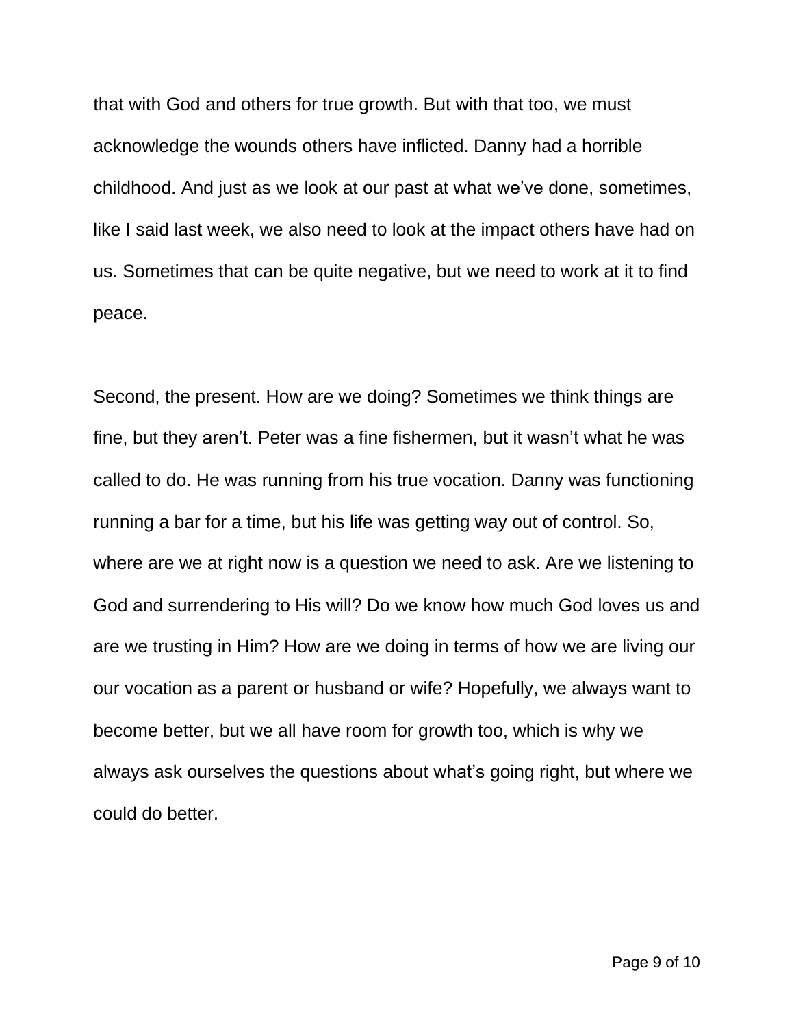that with God and others for true growth. But with that too, we must acknowledge the wounds others have inflicted. Danny had a horrible childhood. And just as we look at our past at what we've done, sometimes, like I said last week, we also need to look at the impact others have had on us. Sometimes that can be quite negative, but we need to work at it to find peace.

Second, the present. How are we doing? Sometimes we think things are fine, but they aren't. Peter was a fine fishermen, but it wasn't what he was called to do. He was running from his true vocation. Danny was functioning running a bar for a time, but his life was getting way out of control. So, where are we at right now is a question we need to ask. Are we listening to God and surrendering to His will? Do we know how much God loves us and are we trusting in Him? How are we doing in terms of how we are living our our vocation as a parent or husband or wife? Hopefully, we always want to become better, but we all have room for growth too, which is why we always ask ourselves the questions about what's going right, but where we could do better.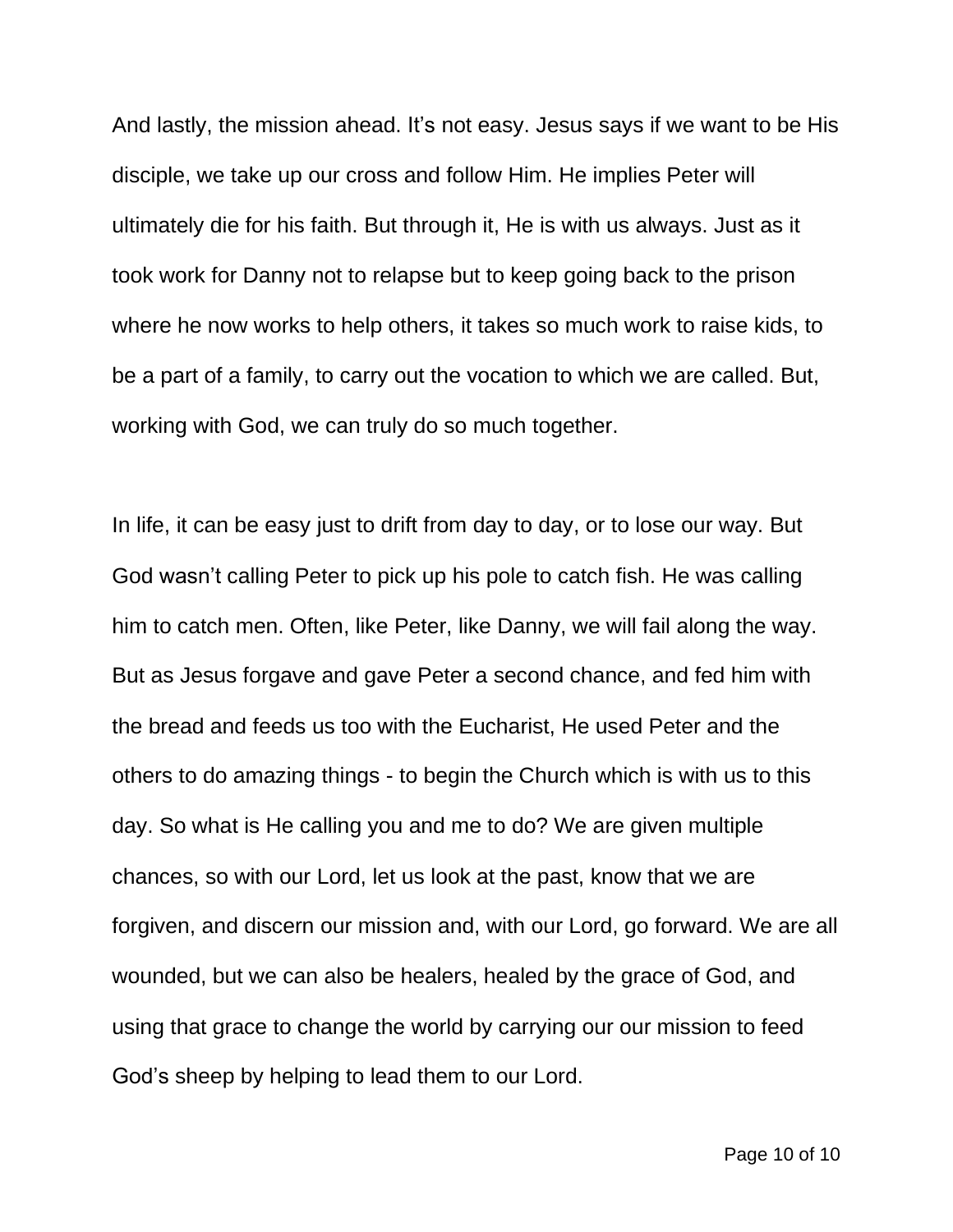And lastly, the mission ahead. It's not easy. Jesus says if we want to be His disciple, we take up our cross and follow Him. He implies Peter will ultimately die for his faith. But through it, He is with us always. Just as it took work for Danny not to relapse but to keep going back to the prison where he now works to help others, it takes so much work to raise kids, to be a part of a family, to carry out the vocation to which we are called. But, working with God, we can truly do so much together.

In life, it can be easy just to drift from day to day, or to lose our way. But God wasn't calling Peter to pick up his pole to catch fish. He was calling him to catch men. Often, like Peter, like Danny, we will fail along the way. But as Jesus forgave and gave Peter a second chance, and fed him with the bread and feeds us too with the Eucharist, He used Peter and the others to do amazing things - to begin the Church which is with us to this day. So what is He calling you and me to do? We are given multiple chances, so with our Lord, let us look at the past, know that we are forgiven, and discern our mission and, with our Lord, go forward. We are all wounded, but we can also be healers, healed by the grace of God, and using that grace to change the world by carrying our our mission to feed God's sheep by helping to lead them to our Lord.